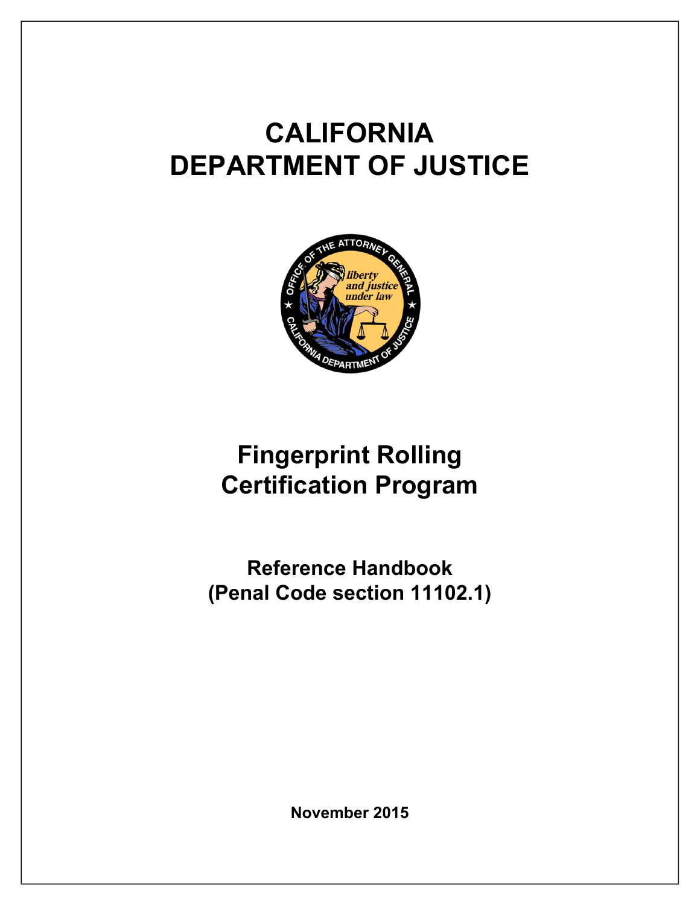# CALIFORNIA DEPARTMENT OF JUSTICE

# Fingerprint Rolling Certification Program

## Reference Handbook (Penal Code section 11102.1)

**November 2015**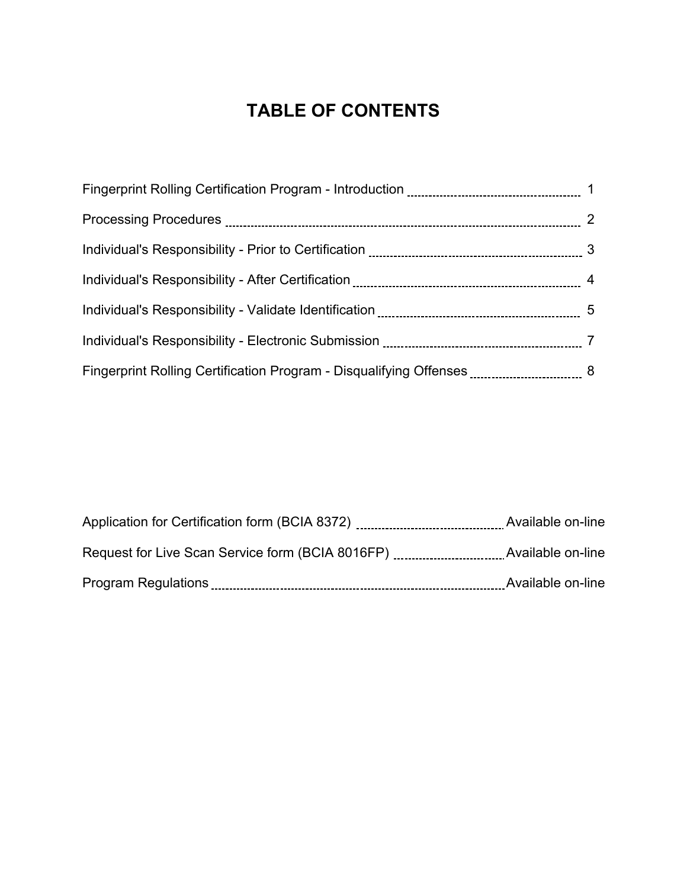# TABLE OF CONTENTS

| Section | Page |
| --- | --- |
| Fingerprint Rolling Certification Program - Introduction | 1 |
| Processing Procedures | 2 |
| Individual's Responsibility - Prior to Certification | 3 |
| Individual's Responsibility - After Certification | 4 |
| Individual's Responsibility - Validate Identification | 5 |
| Individual's Responsibility - Electronic Submission | 7 |
| Fingerprint Rolling Certification Program - Disqualifying Offenses | 8 |

| Document | Availability |
| --- | --- |
| Application for Certification form (BCIA 8372) | Available on-line |
| Request for Live Scan Service form (BCIA 8016FP) | Available on-line |
| Program Regulations | Available on-line |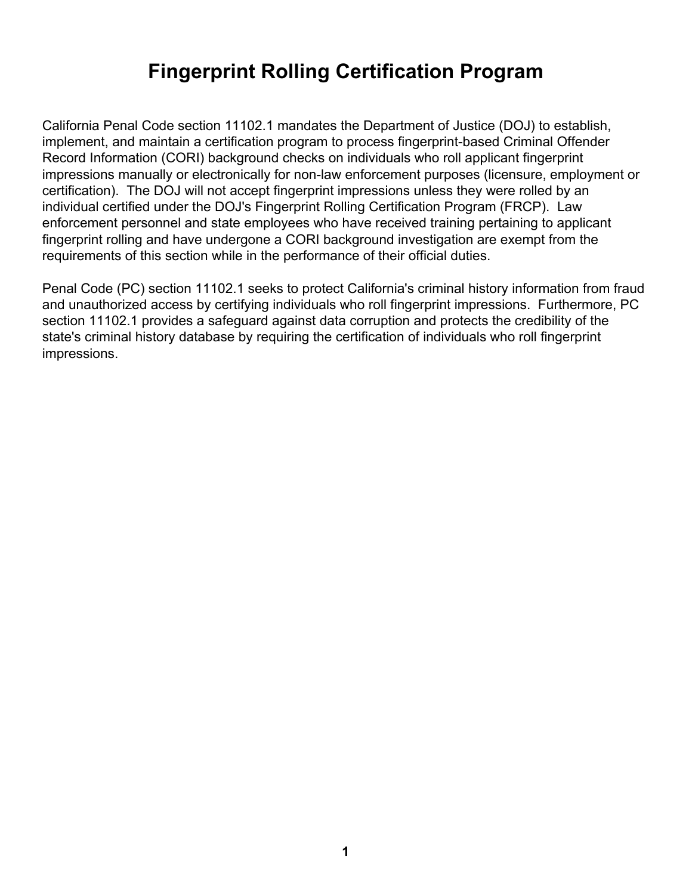# Fingerprint Rolling Certification Program

California Penal Code section 11102.1 mandates the Department of Justice (DOJ) to establish, implement, and maintain a certification program to process fingerprint-based Criminal Offender Record Information (CORI) background checks on individuals who roll applicant fingerprint impressions manually or electronically for non-law enforcement purposes (licensure, employment or certification). The DOJ will not accept fingerprint impressions unless they were rolled by an individual certified under the DOJ's Fingerprint Rolling Certification Program (FRCP). Law enforcement personnel and state employees who have received training pertaining to applicant fingerprint rolling and have undergone a CORI background investigation are exempt from the requirements of this section while in the performance of their official duties.

Penal Code (PC) section 11102.1 seeks to protect California's criminal history information from fraud and unauthorized access by certifying individuals who roll fingerprint impressions. Furthermore, PC section 11102.1 provides a safeguard against data corruption and protects the credibility of the state's criminal history database by requiring the certification of individuals who roll fingerprint impressions.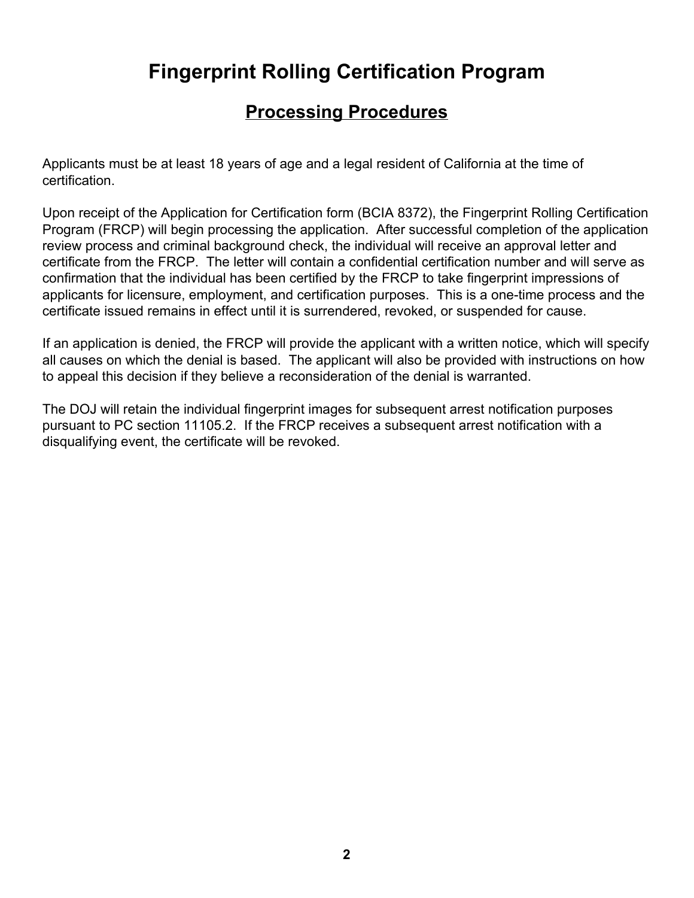# Fingerprint Rolling Certification Program

## Processing Procedures

Applicants must be at least 18 years of age and a legal resident of California at the time of certification.

Upon receipt of the Application for Certification form (BCIA 8372), the Fingerprint Rolling Certification Program (FRCP) will begin processing the application. After successful completion of the application review process and criminal background check, the individual will receive an approval letter and certificate from the FRCP. The letter will contain a confidential certification number and will serve as confirmation that the individual has been certified by the FRCP to take fingerprint impressions of applicants for licensure, employment, and certification purposes. This is a one-time process and the certificate issued remains in effect until it is surrendered, revoked, or suspended for cause.

If an application is denied, the FRCP will provide the applicant with a written notice, which will specify all causes on which the denial is based. The applicant will also be provided with instructions on how to appeal this decision if they believe a reconsideration of the denial is warranted.

The DOJ will retain the individual fingerprint images for subsequent arrest notification purposes pursuant to PC section 11105.2. If the FRCP receives a subsequent arrest notification with a disqualifying event, the certificate will be revoked.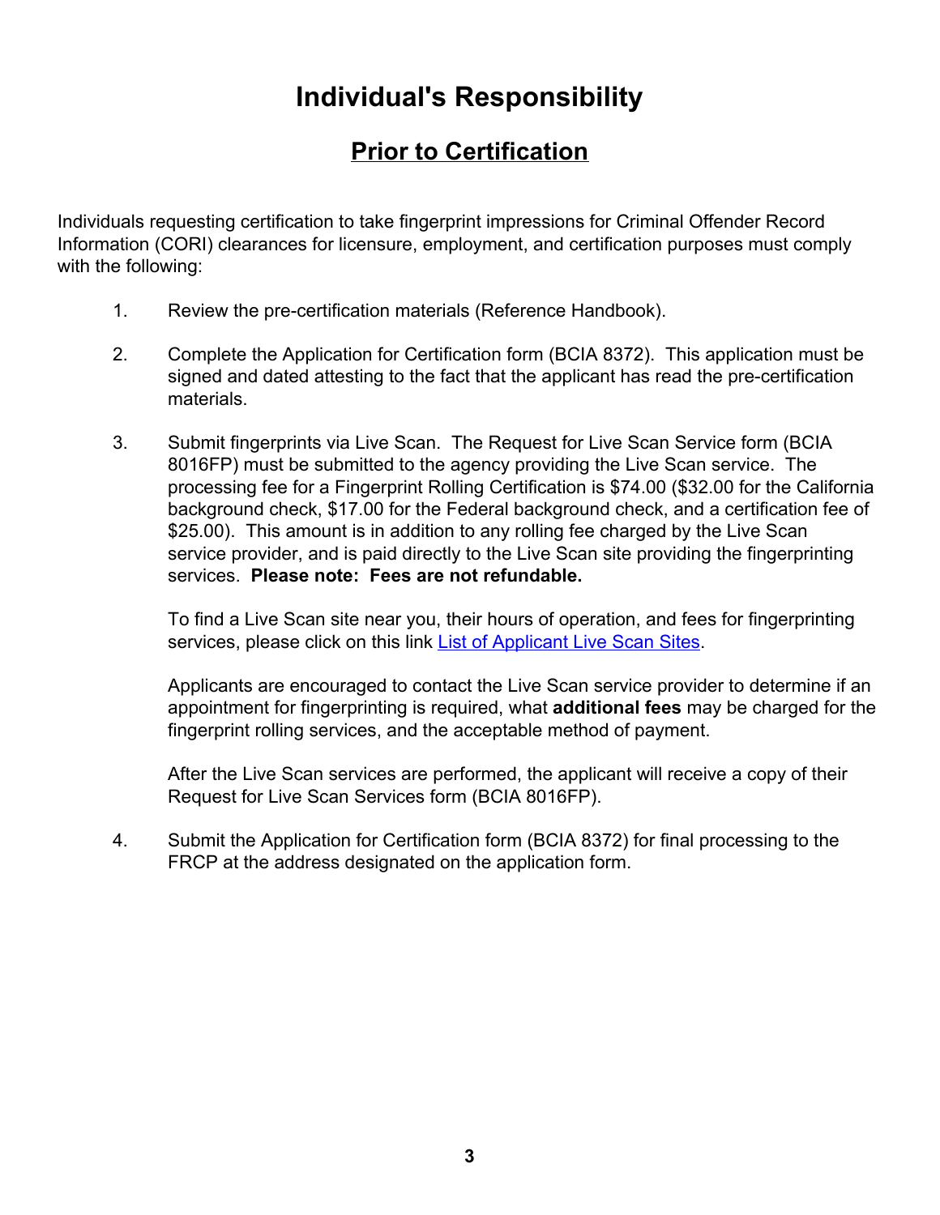# Individual's Responsibility

## Prior to Certification

Individuals requesting certification to take fingerprint impressions for Criminal Offender Record Information (CORI) clearances for licensure, employment, and certification purposes must comply with the following:

1. Review the pre-certification materials (Reference Handbook).

2. Complete the Application for Certification form (BCIA 8372). This application must be signed and dated attesting to the fact that the applicant has read the pre-certification materials.

3. Submit fingerprints via Live Scan. The Request for Live Scan Service form (BCIA 8016FP) must be submitted to the agency providing the Live Scan service. The processing fee for a Fingerprint Rolling Certification is $74.00 ($32.00 for the California background check, $17.00 for the Federal background check, and a certification fee of $25.00). This amount is in addition to any rolling fee charged by the Live Scan service provider, and is paid directly to the Live Scan site providing the fingerprinting services. **Please note: Fees are not refundable.**

   To find a Live Scan site near you, their hours of operation, and fees for fingerprinting services, please click on this link List of Applicant Live Scan Sites.

   Applicants are encouraged to contact the Live Scan service provider to determine if an appointment for fingerprinting is required, what **additional fees** may be charged for the fingerprint rolling services, and the acceptable method of payment.

   After the Live Scan services are performed, the applicant will receive a copy of their Request for Live Scan Services form (BCIA 8016FP).

4. Submit the Application for Certification form (BCIA 8372) for final processing to the FRCP at the address designated on the application form.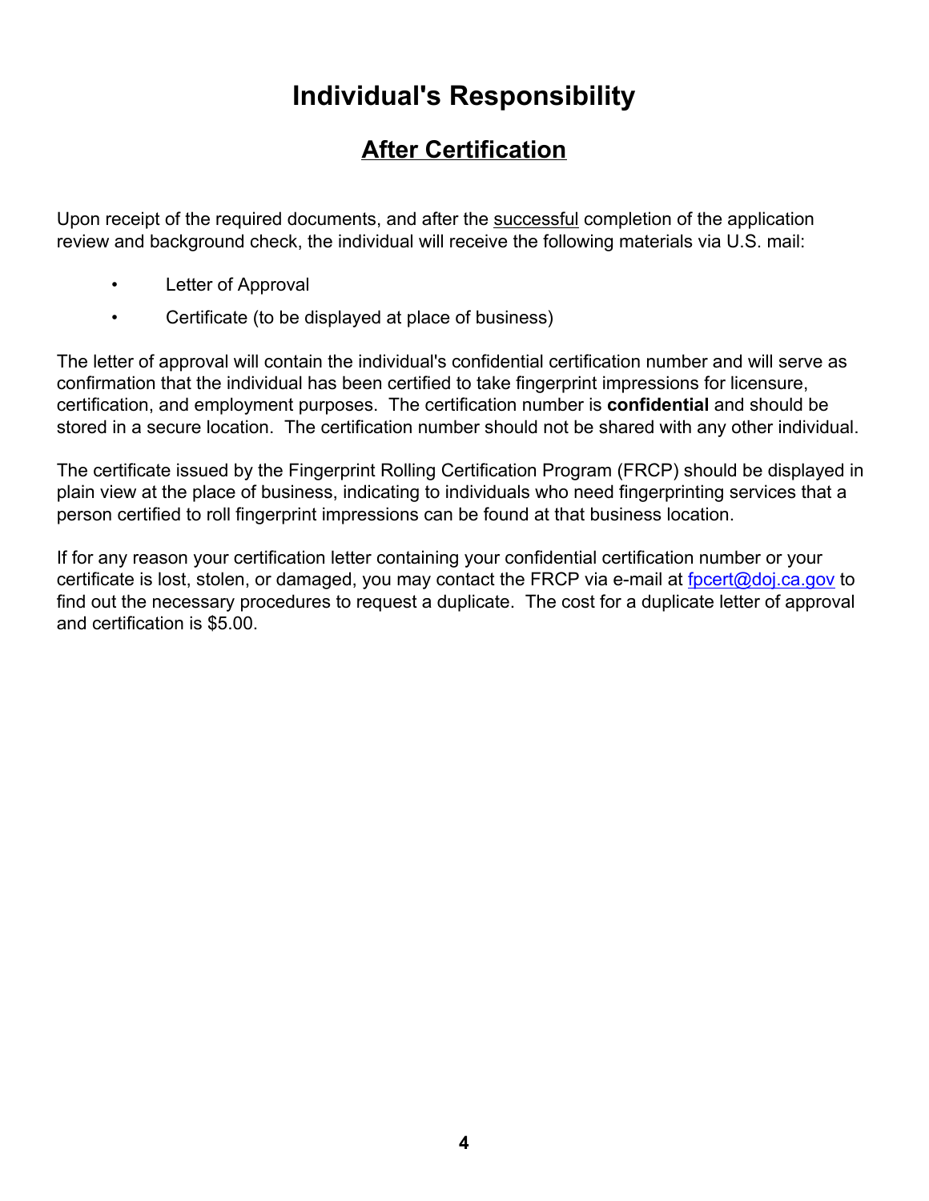# Individual's Responsibility

## After Certification

Upon receipt of the required documents, and after the successful completion of the application review and background check, the individual will receive the following materials via U.S. mail:

- Letter of Approval
- Certificate (to be displayed at place of business)

The letter of approval will contain the individual's confidential certification number and will serve as confirmation that the individual has been certified to take fingerprint impressions for licensure, certification, and employment purposes. The certification number is **confidential** and should be stored in a secure location. The certification number should not be shared with any other individual.

The certificate issued by the Fingerprint Rolling Certification Program (FRCP) should be displayed in plain view at the place of business, indicating to individuals who need fingerprinting services that a person certified to roll fingerprint impressions can be found at that business location.

If for any reason your certification letter containing your confidential certification number or your certificate is lost, stolen, or damaged, you may contact the FRCP via e-mail at fpcert@doj.ca.gov to find out the necessary procedures to request a duplicate. The cost for a duplicate letter of approval and certification is $5.00.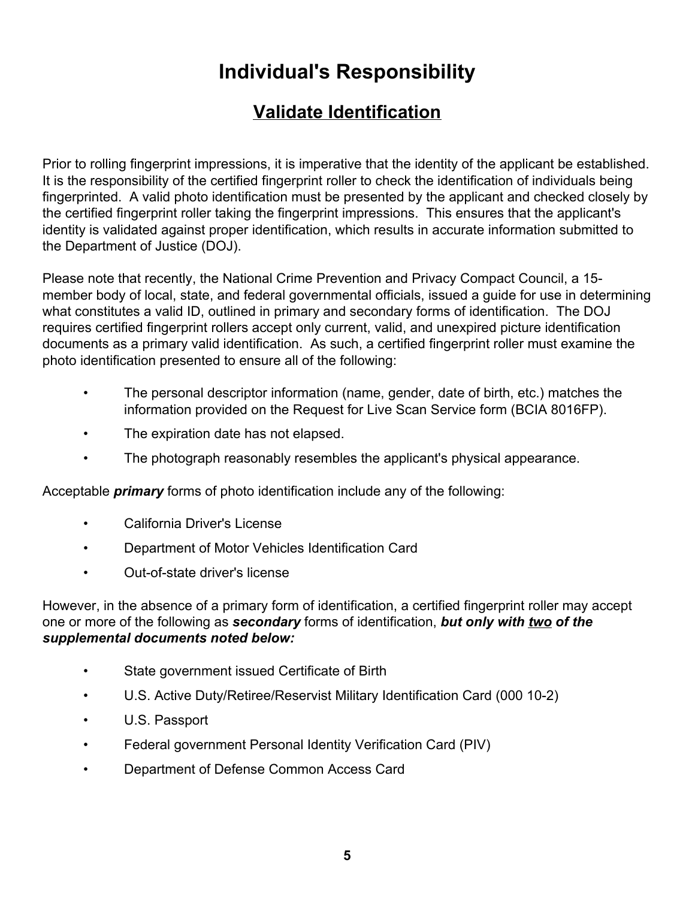# Individual's Responsibility

## Validate Identification

Prior to rolling fingerprint impressions, it is imperative that the identity of the applicant be established. It is the responsibility of the certified fingerprint roller to check the identification of individuals being fingerprinted. A valid photo identification must be presented by the applicant and checked closely by the certified fingerprint roller taking the fingerprint impressions. This ensures that the applicant's identity is validated against proper identification, which results in accurate information submitted to the Department of Justice (DOJ).

Please note that recently, the National Crime Prevention and Privacy Compact Council, a 15-member body of local, state, and federal governmental officials, issued a guide for use in determining what constitutes a valid ID, outlined in primary and secondary forms of identification. The DOJ requires certified fingerprint rollers accept only current, valid, and unexpired picture identification documents as a primary valid identification. As such, a certified fingerprint roller must examine the photo identification presented to ensure all of the following:

- The personal descriptor information (name, gender, date of birth, etc.) matches the information provided on the Request for Live Scan Service form (BCIA 8016FP).
- The expiration date has not elapsed.
- The photograph reasonably resembles the applicant's physical appearance.

Acceptable ***primary*** forms of photo identification include any of the following:

- California Driver's License
- Department of Motor Vehicles Identification Card
- Out-of-state driver's license

However, in the absence of a primary form of identification, a certified fingerprint roller may accept one or more of the following as ***secondary*** forms of identification, ***but only with <u>two</u> of the supplemental documents noted below:***

- State government issued Certificate of Birth
- U.S. Active Duty/Retiree/Reservist Military Identification Card (000 10-2)
- U.S. Passport
- Federal government Personal Identity Verification Card (PIV)
- Department of Defense Common Access Card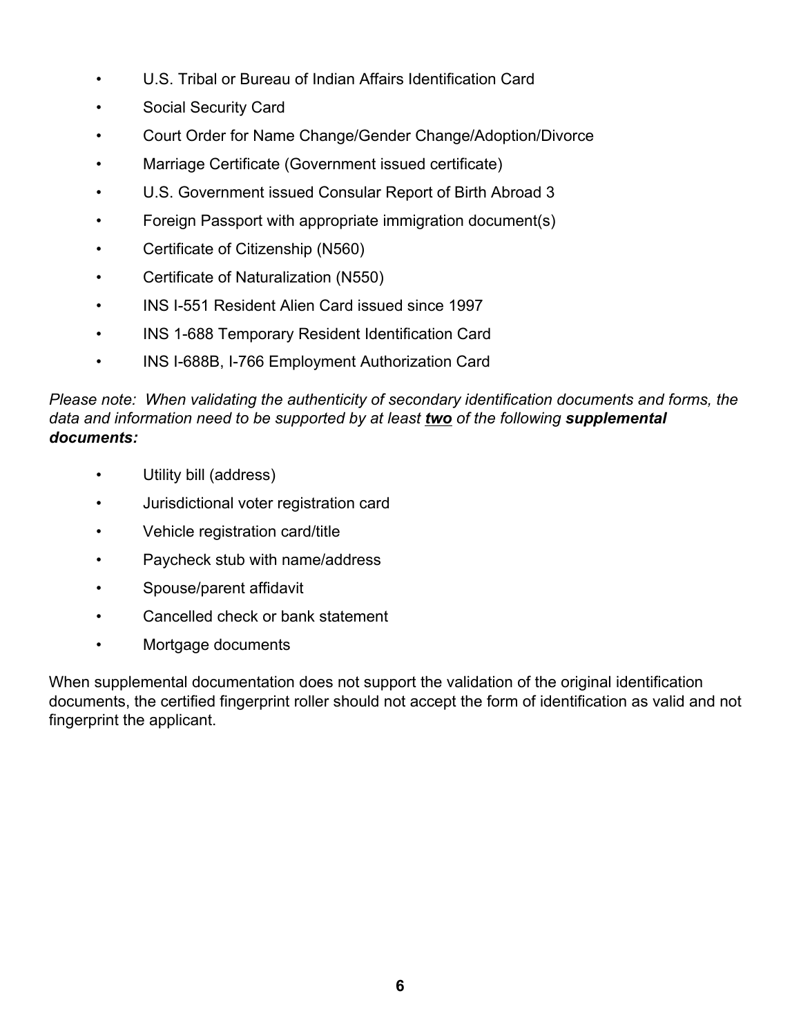- U.S. Tribal or Bureau of Indian Affairs Identification Card
- Social Security Card
- Court Order for Name Change/Gender Change/Adoption/Divorce
- Marriage Certificate (Government issued certificate)
- U.S. Government issued Consular Report of Birth Abroad 3
- Foreign Passport with appropriate immigration document(s)
- Certificate of Citizenship (N560)
- Certificate of Naturalization (N550)
- INS I-551 Resident Alien Card issued since 1997
- INS 1-688 Temporary Resident Identification Card
- INS I-688B, I-766 Employment Authorization Card

*Please note: When validating the authenticity of secondary identification documents and forms, the data and information need to be supported by at least **two** of the following **supplemental documents:***

- Utility bill (address)
- Jurisdictional voter registration card
- Vehicle registration card/title
- Paycheck stub with name/address
- Spouse/parent affidavit
- Cancelled check or bank statement
- Mortgage documents

When supplemental documentation does not support the validation of the original identification documents, the certified fingerprint roller should not accept the form of identification as valid and not fingerprint the applicant.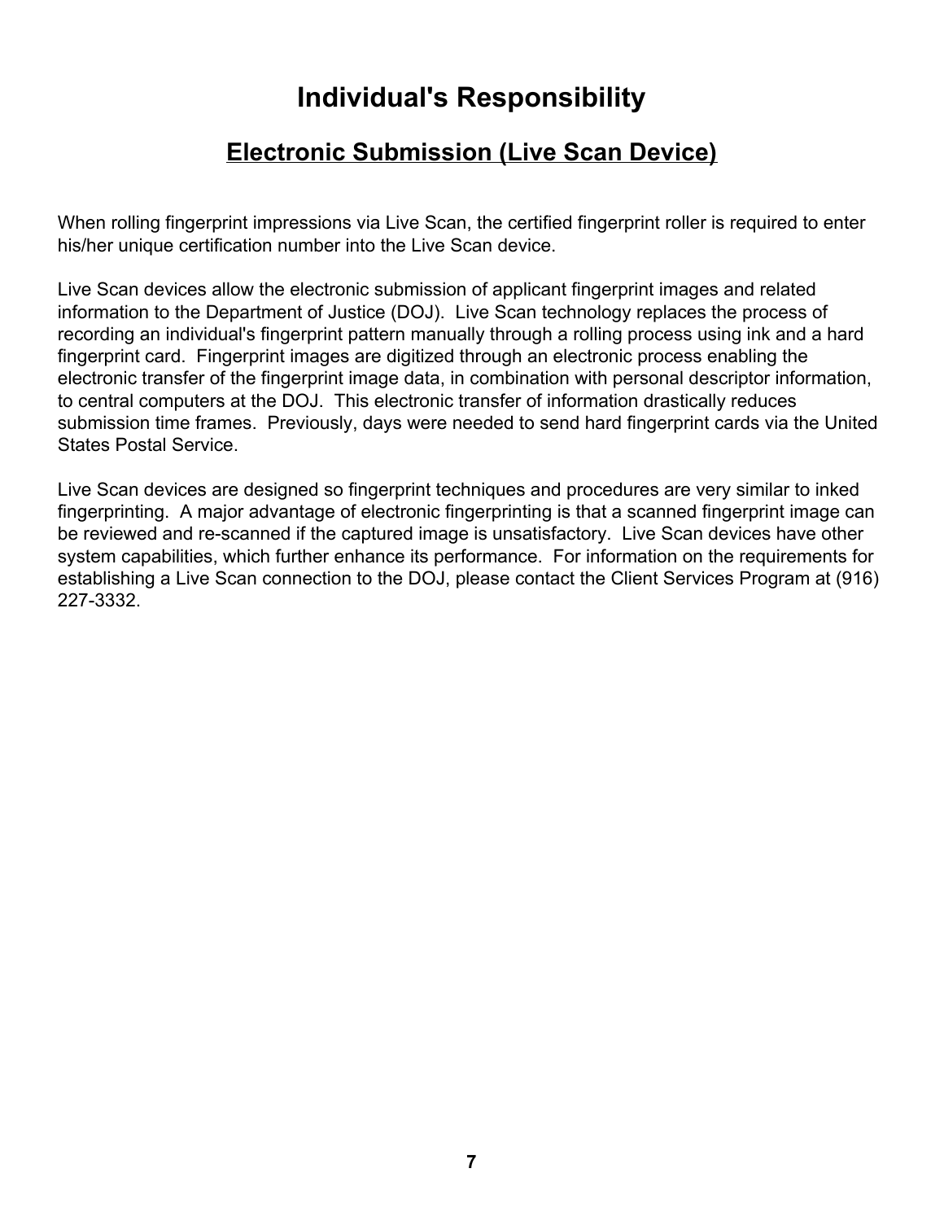# Individual's Responsibility

## Electronic Submission (Live Scan Device)

When rolling fingerprint impressions via Live Scan, the certified fingerprint roller is required to enter his/her unique certification number into the Live Scan device.

Live Scan devices allow the electronic submission of applicant fingerprint images and related information to the Department of Justice (DOJ). Live Scan technology replaces the process of recording an individual's fingerprint pattern manually through a rolling process using ink and a hard fingerprint card. Fingerprint images are digitized through an electronic process enabling the electronic transfer of the fingerprint image data, in combination with personal descriptor information, to central computers at the DOJ. This electronic transfer of information drastically reduces submission time frames. Previously, days were needed to send hard fingerprint cards via the United States Postal Service.

Live Scan devices are designed so fingerprint techniques and procedures are very similar to inked fingerprinting. A major advantage of electronic fingerprinting is that a scanned fingerprint image can be reviewed and re-scanned if the captured image is unsatisfactory. Live Scan devices have other system capabilities, which further enhance its performance. For information on the requirements for establishing a Live Scan connection to the DOJ, please contact the Client Services Program at (916) 227-3332.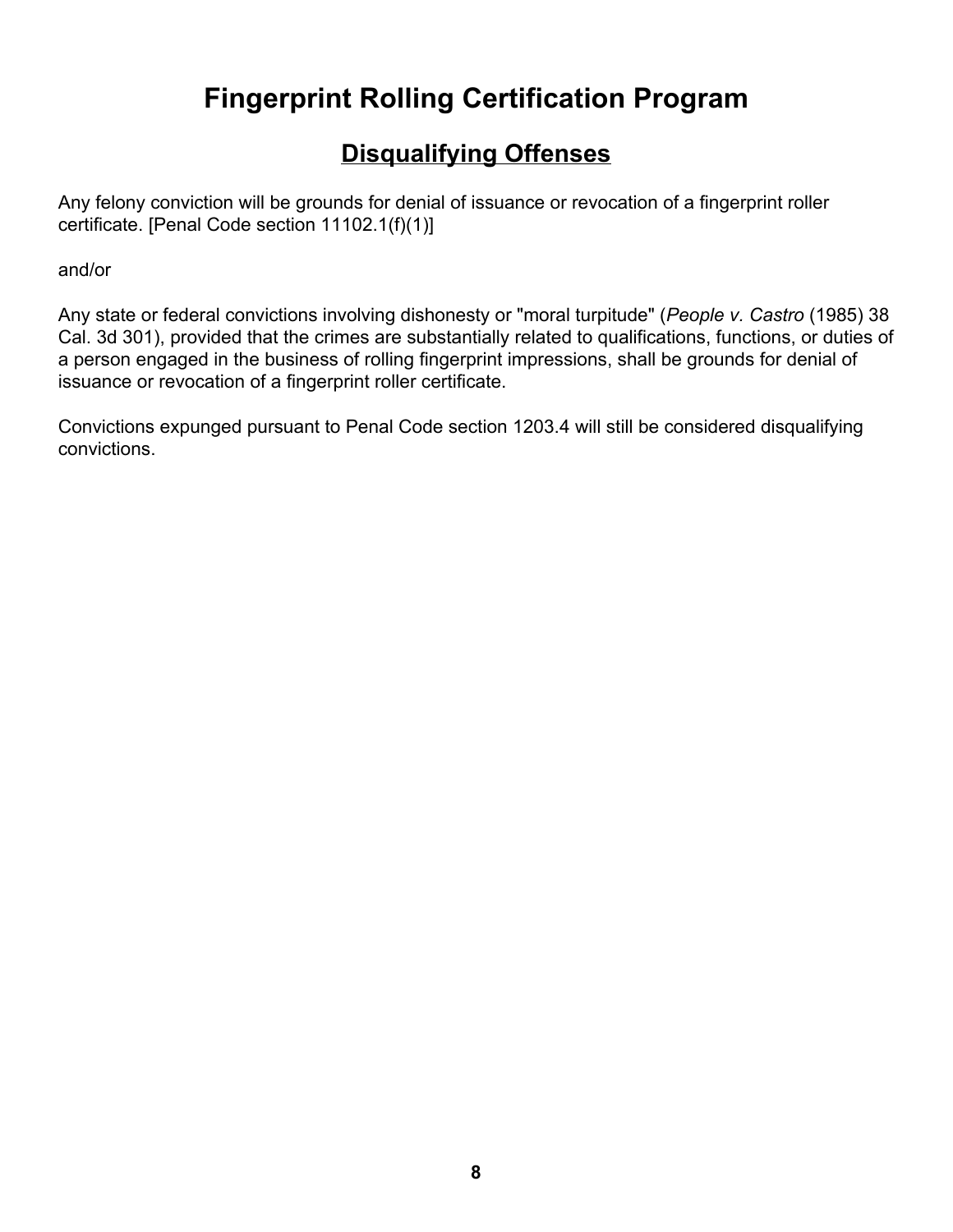# Fingerprint Rolling Certification Program

## Disqualifying Offenses

Any felony conviction will be grounds for denial of issuance or revocation of a fingerprint roller certificate. [Penal Code section 11102.1(f)(1)]

and/or

Any state or federal convictions involving dishonesty or "moral turpitude" (*People v. Castro* (1985) 38 Cal. 3d 301), provided that the crimes are substantially related to qualifications, functions, or duties of a person engaged in the business of rolling fingerprint impressions, shall be grounds for denial of issuance or revocation of a fingerprint roller certificate.

Convictions expunged pursuant to Penal Code section 1203.4 will still be considered disqualifying convictions.